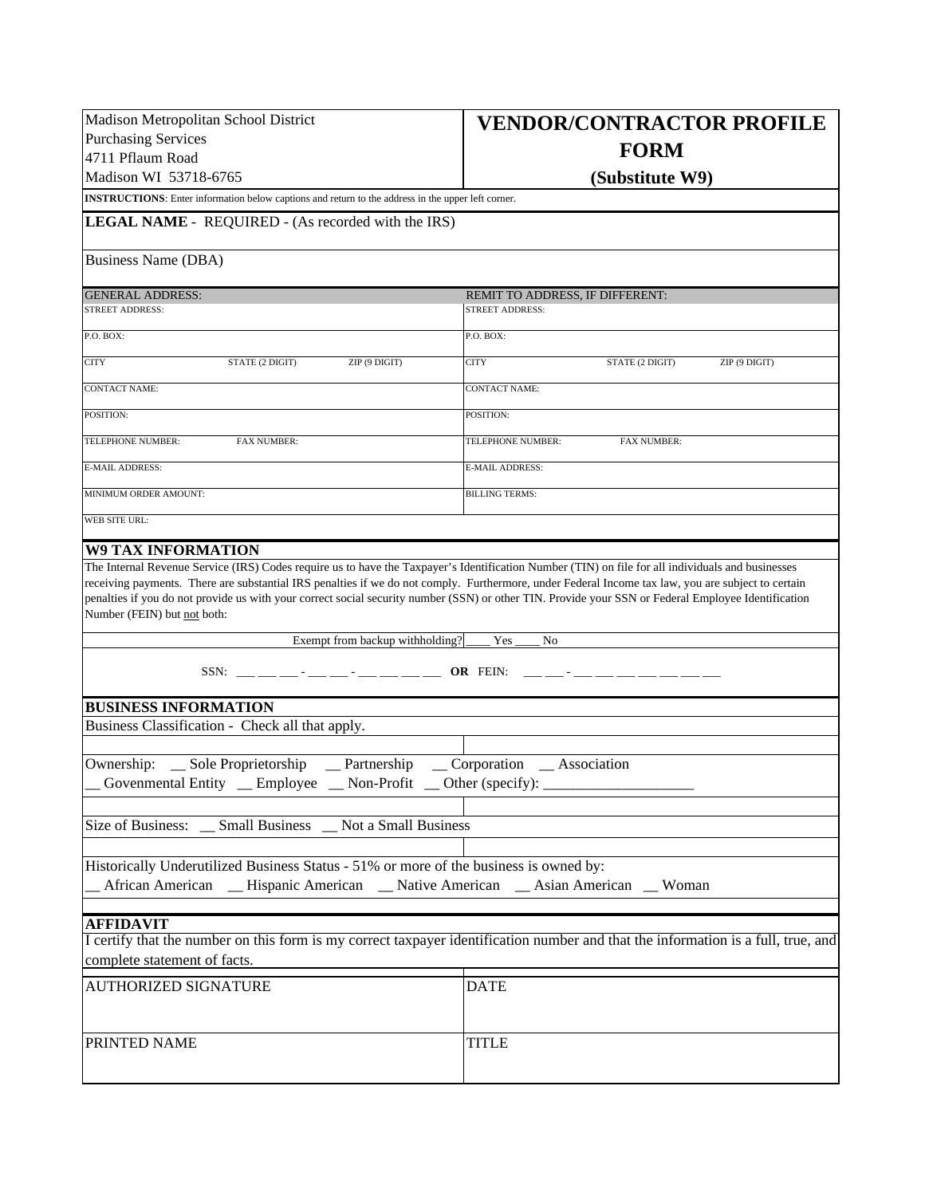Madison Metropolitan School District
Purchasing Services
4711 Pflaum Road
Madison WI 53718-6765

# VENDOR/CONTRACTOR PROFILE FORM
## (Substitute W9)

**INSTRUCTIONS**: Enter information below captions and return to the address in the upper left corner.

**LEGAL NAME** - REQUIRED - (As recorded with the IRS)

Business Name (DBA)

| GENERAL ADDRESS: | REMIT TO ADDRESS, IF DIFFERENT: |
|---|---|
| STREET ADDRESS: | STREET ADDRESS: |
| P.O. BOX: | P.O. BOX: |
| CITY STATE (2 DIGIT) ZIP (9 DIGIT) | CITY STATE (2 DIGIT) ZIP (9 DIGIT) |
| CONTACT NAME: | CONTACT NAME: |
| POSITION: | POSITION: |
| TELEPHONE NUMBER: FAX NUMBER: | TELEPHONE NUMBER: FAX NUMBER: |
| E-MAIL ADDRESS: | E-MAIL ADDRESS: |
| MINIMUM ORDER AMOUNT: | BILLING TERMS: |
| WEB SITE URL: | |

## W9 TAX INFORMATION

The Internal Revenue Service (IRS) Codes require us to have the Taxpayer's Identification Number (TIN) on file for all individuals and businesses receiving payments. There are substantial IRS penalties if we do not comply. Furthermore, under Federal Income tax law, you are subject to certain penalties if you do not provide us with your correct social security number (SSN) or other TIN. Provide your SSN or Federal Employee Identification Number (FEIN) but not both:

Exempt from backup withholding? ____ Yes ____ No

SSN: ___ ___ ___ - ___ ___ - ___ ___ ___ ___ **OR** FEIN: ___ ___ - ___ ___ ___ ___ ___ ___ ___

## BUSINESS INFORMATION

Business Classification - Check all that apply.

Ownership: __ Sole Proprietorship __ Partnership __ Corporation __ Association
__ Govenmental Entity __ Employee __ Non-Profit __ Other (specify): ____________________

Size of Business: __ Small Business __ Not a Small Business

Historically Underutilized Business Status - 51% or more of the business is owned by:
__ African American __ Hispanic American __ Native American __ Asian American __ Woman

## AFFIDAVIT

I certify that the number on this form is my correct taxpayer identification number and that the information is a full, true, and complete statement of facts.

| AUTHORIZED SIGNATURE | DATE |
|---|---|
| PRINTED NAME | TITLE |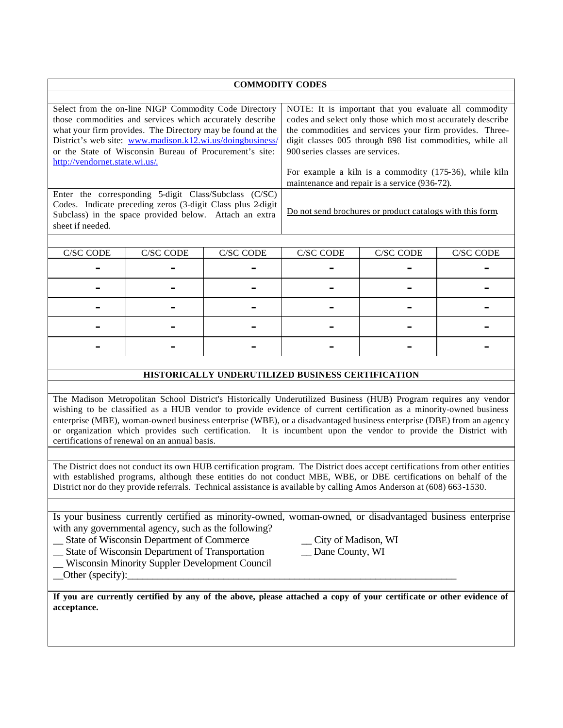## COMMODITY CODES

Select from the on-line NIGP Commodity Code Directory those commodities and services which accurately describe what your firm provides. The Directory may be found at the District's web site: www.madison.k12.wi.us/doingbusiness/ or the State of Wisconsin Bureau of Procurement's site: http://vendornet.state.wi.us/.

NOTE: It is important that you evaluate all commodity codes and select only those which most accurately describe the commodities and services your firm provides. Three-digit classes 005 through 898 list commodities, while all 900 series classes are services.

For example a kiln is a commodity (175-36), while kiln maintenance and repair is a service (936-72).

Enter the corresponding 5-digit Class/Subclass (C/SC) Codes. Indicate preceding zeros (3-digit Class plus 2-digit Subclass) in the space provided below. Attach an extra sheet if needed.

Do not send brochures or product catalogs with this form.

| C/SC CODE | C/SC CODE | C/SC CODE | C/SC CODE | C/SC CODE | C/SC CODE |
|---|---|---|---|---|---|
| - | - | - | - | - | - |
| - | - | - | - | - | - |
| - | - | - | - | - | - |
| - | - | - | - | - | - |
| - | - | - | - | - | - |

## HISTORICALLY UNDERUTILIZED BUSINESS CERTIFICATION

The Madison Metropolitan School District's Historically Underutilized Business (HUB) Program requires any vendor wishing to be classified as a HUB vendor to provide evidence of current certification as a minority-owned business enterprise (MBE), woman-owned business enterprise (WBE), or a disadvantaged business enterprise (DBE) from an agency or organization which provides such certification. It is incumbent upon the vendor to provide the District with certifications of renewal on an annual basis.

The District does not conduct its own HUB certification program. The District does accept certifications from other entities with established programs, although these entities do not conduct MBE, WBE, or DBE certifications on behalf of the District nor do they provide referrals. Technical assistance is available by calling Amos Anderson at (608) 663-1530.

Is your business currently certified as minority-owned, woman-owned, or disadvantaged business enterprise with any governmental agency, such as the following?

__ State of Wisconsin Department of Commerce
__ State of Wisconsin Department of Transportation
__ Wisconsin Minority Suppler Development Council
__ City of Madison, WI
__ Dane County, WI
__Other (specify):______________________________________________________________________

**If you are currently certified by any of the above, please attached a copy of your certificate or other evidence of acceptance.**